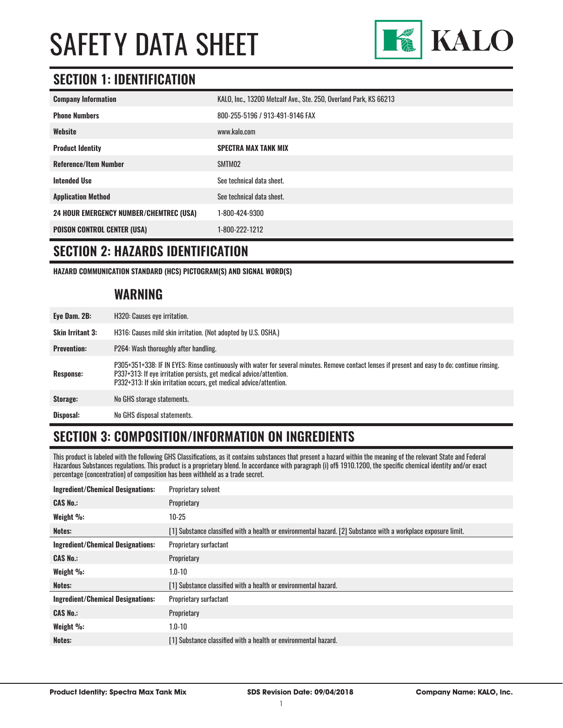# SAFETY DATA SHEET

KALO

## SECTION 1: IDENTIFICATION

| | |
|---|---|
| **Company Information** | KALO, Inc., 13200 Metcalf Ave., Ste. 250, Overland Park, KS 66213 |
| **Phone Numbers** | 800-255-5196 / 913-491-9146 FAX |
| **Website** | www.kalo.com |
| **Product Identity** | **SPECTRA MAX TANK MIX** |
| **Reference/Item Number** | SMTM02 |
| **Intended Use** | See technical data sheet. |
| **Application Method** | See technical data sheet. |
| **24 HOUR EMERGENCY NUMBER/CHEMTREC (USA)** | 1-800-424-9300 |
| **POISON CONTROL CENTER (USA)** | 1-800-222-1212 |

## SECTION 2: HAZARDS IDENTIFICATION

**HAZARD COMMUNICATION STANDARD (HCS) PICTOGRAM(S) AND SIGNAL WORD(S)**

### WARNING

| | |
|---|---|
| **Eye Dam. 2B:** | H320: Causes eye irritation. |
| **Skin Irritant 3:** | H316: Causes mild skin irritation. (Not adopted by U.S. OSHA.) |
| **Prevention:** | P264: Wash thoroughly after handling. |
| **Response:** | P305+351+338: IF IN EYES: Rinse continuously with water for several minutes. Remove contact lenses if present and easy to do; continue rinsing.<br>P337+313: If eye irritation persists, get medical advice/attention.<br>P332+313: If skin irritation occurs, get medical advice/attention. |
| **Storage:** | No GHS storage statements. |
| **Disposal:** | No GHS disposal statements. |

## SECTION 3: COMPOSITION/INFORMATION ON INGREDIENTS

This product is labeled with the following GHS Classifications, as it contains substances that present a hazard within the meaning of the relevant State and Federal Hazardous Substances regulations. This product is a proprietary blend. In accordance with paragraph (i) of§ 1910.1200, the specific chemical identity and/or exact percentage (concentration) of composition has been withheld as a trade secret.

| | |
|---|---|
| **Ingredient/Chemical Designations:** | Proprietary solvent |
| **CAS No.:** | Proprietary |
| **Weight %:** | 10-25 |
| **Notes:** | [1] Substance classified with a health or environmental hazard. [2] Substance with a workplace exposure limit. |
| **Ingredient/Chemical Designations:** | Proprietary surfactant |
| **CAS No.:** | Proprietary |
| **Weight %:** | 1.0-10 |
| **Notes:** | [1] Substance classified with a health or environmental hazard. |
| **Ingredient/Chemical Designations:** | Proprietary surfactant |
| **CAS No.:** | Proprietary |
| **Weight %:** | 1.0-10 |
| **Notes:** | [1] Substance classified with a health or environmental hazard. |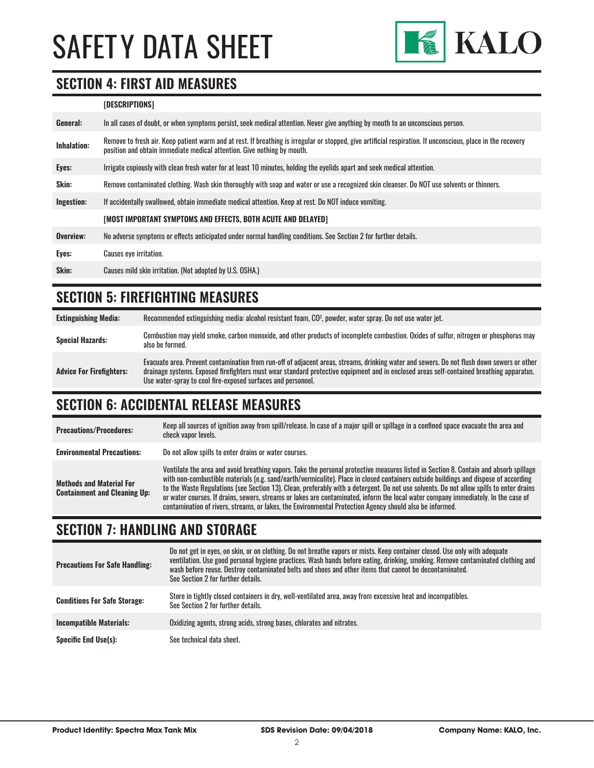# SAFETY DATA SHEET

## SECTION 4: FIRST AID MEASURES

| | [DESCRIPTIONS] |
|---|---|
| **General:** | In all cases of doubt, or when symptoms persist, seek medical attention. Never give anything by mouth to an unconscious person. |
| **Inhalation:** | Remove to fresh air. Keep patient warm and at rest. If breathing is irregular or stopped, give artificial respiration. If unconscious, place in the recovery position and obtain immediate medical attention. Give nothing by mouth. |
| **Eyes:** | Irrigate copiously with clean fresh water for at least 10 minutes, holding the eyelids apart and seek medical attention. |
| **Skin:** | Remove contaminated clothing. Wash skin thoroughly with soap and water or use a recognized skin cleanser. Do NOT use solvents or thinners. |
| **Ingestion:** | If accidentally swallowed, obtain immediate medical attention. Keep at rest. Do NOT induce vomiting. |
| | **[MOST IMPORTANT SYMPTOMS AND EFFECTS, BOTH ACUTE AND DELAYED]** |
| **Overview:** | No adverse symptoms or effects anticipated under normal handling conditions. See Section 2 for further details. |
| **Eyes:** | Causes eye irritation. |
| **Skin:** | Causes mild skin irritation. (Not adopted by U.S. OSHA.) |

## SECTION 5: FIREFIGHTING MEASURES

| | |
|---|---|
| **Extinguishing Media:** | Recommended extinguishing media: alcohol resistant foam, $CO^2$, powder, water spray. Do not use water jet. |
| **Special Hazards:** | Combustion may yield smoke, carbon monoxide, and other products of incomplete combustion. Oxides of sulfur, nitrogen or phosphorus may also be formed. |
| **Advice For Firefighters:** | Evacuate area. Prevent contamination from run-off of adjacent areas, streams, drinking water and sewers. Do not flush down sewers or other drainage systems. Exposed firefighters must wear standard protective equipment and in enclosed areas self-contained breathing apparatus. Use water-spray to cool fire-exposed surfaces and personnel. |

## SECTION 6: ACCIDENTAL RELEASE MEASURES

| | |
|---|---|
| **Precautions/Procedures:** | Keep all sources of ignition away from spill/release. In case of a major spill or spillage in a confined space evacuate the area and check vapor levels. |
| **Environmental Precautions:** | Do not allow spills to enter drains or water courses. |
| **Methods and Material For Containment and Cleaning Up:** | Ventilate the area and avoid breathing vapors. Take the personal protective measures listed in Section 8. Contain and absorb spillage with non-combustible materials (e.g. sand/earth/vermiculite). Place in closed containers outside buildings and dispose of according to the Waste Regulations (see Section 13). Clean, preferably with a detergent. Do not use solvents. Do not allow spills to enter drains or water courses. If drains, sewers, streams or lakes are contaminated, inform the local water company immediately. In the case of contamination of rivers, streams, or lakes, the Environmental Protection Agency should also be informed. |

## SECTION 7: HANDLING AND STORAGE

| | |
|---|---|
| **Precautions For Safe Handling:** | Do not get in eyes, on skin, or on clothing. Do not breathe vapors or mists. Keep container closed. Use only with adequate ventilation. Use good personal hygiene practices. Wash hands before eating, drinking, smoking. Remove contaminated clothing and wash before reuse. Destroy contaminated belts and shoes and other items that cannot be decontaminated. See Section 2 for further details. |
| **Conditions For Safe Storage:** | Store in tightly closed containers in dry, well-ventilated area, away from excessive heat and incompatibles. See Section 2 for further details. |
| **Incompatible Materials:** | Oxidizing agents, strong acids, strong bases, chlorates and nitrates. |
| **Specific End Use(s):** | See technical data sheet. |

**Product Identity: Spectra Max Tank Mix** **SDS Revision Date: 09/04/2018** **Company Name: KALO, Inc.**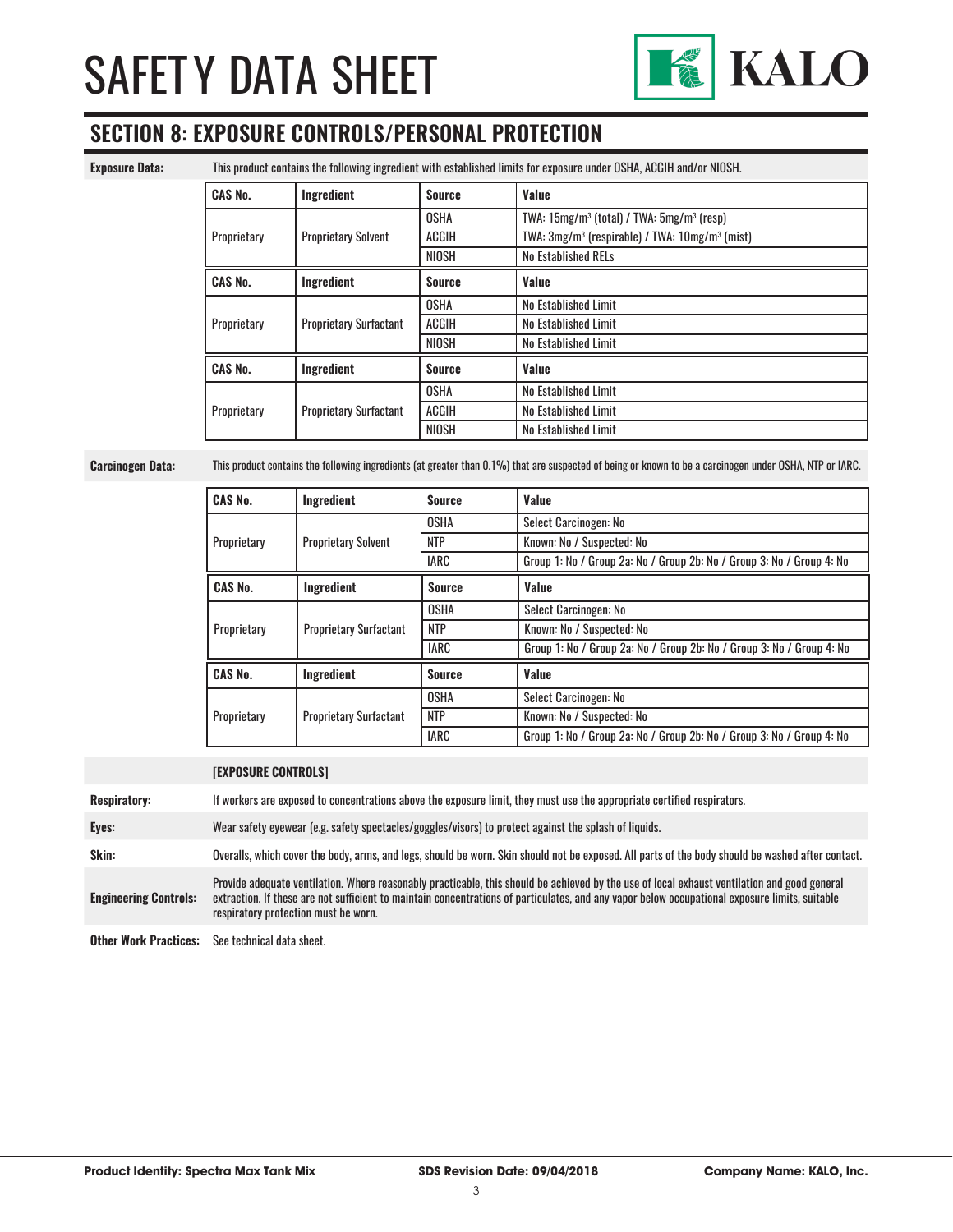## SECTION 8: EXPOSURE CONTROLS/PERSONAL PROTECTION

**Exposure Data:** This product contains the following ingredient with established limits for exposure under OSHA, ACGIH and/or NIOSH.

| CAS No. | Ingredient | Source | Value |
|---|---|---|---|
| Proprietary | Proprietary Solvent | OSHA | TWA: 15mg/m³ (total) / TWA: 5mg/m³ (resp) |
| | | ACGIH | TWA: 3mg/m³ (respirable) / TWA: 10mg/m³ (mist) |
| | | NIOSH | No Established RELs |

| CAS No. | Ingredient | Source | Value |
|---|---|---|---|
| Proprietary | Proprietary Surfactant | OSHA | No Established Limit |
| | | ACGIH | No Established Limit |
| | | NIOSH | No Established Limit |

| CAS No. | Ingredient | Source | Value |
|---|---|---|---|
| Proprietary | Proprietary Surfactant | OSHA | No Established Limit |
| | | ACGIH | No Established Limit |
| | | NIOSH | No Established Limit |

**Carcinogen Data:** This product contains the following ingredients (at greater than 0.1%) that are suspected of being or known to be a carcinogen under OSHA, NTP or IARC.

| CAS No. | Ingredient | Source | Value |
|---|---|---|---|
| Proprietary | Proprietary Solvent | OSHA | Select Carcinogen: No |
| | | NTP | Known: No / Suspected: No |
| | | IARC | Group 1: No / Group 2a: No / Group 2b: No / Group 3: No / Group 4: No |

| CAS No. | Ingredient | Source | Value |
|---|---|---|---|
| Proprietary | Proprietary Surfactant | OSHA | Select Carcinogen: No |
| | | NTP | Known: No / Suspected: No |
| | | IARC | Group 1: No / Group 2a: No / Group 2b: No / Group 3: No / Group 4: No |

| CAS No. | Ingredient | Source | Value |
|---|---|---|---|
| Proprietary | Proprietary Surfactant | OSHA | Select Carcinogen: No |
| | | NTP | Known: No / Suspected: No |
| | | IARC | Group 1: No / Group 2a: No / Group 2b: No / Group 3: No / Group 4: No |

**[EXPOSURE CONTROLS]**

**Respiratory:** If workers are exposed to concentrations above the exposure limit, they must use the appropriate certified respirators.

**Eyes:** Wear safety eyewear (e.g. safety spectacles/goggles/visors) to protect against the splash of liquids.

**Skin:** Overalls, which cover the body, arms, and legs, should be worn. Skin should not be exposed. All parts of the body should be washed after contact.

**Engineering Controls:** Provide adequate ventilation. Where reasonably practicable, this should be achieved by the use of local exhaust ventilation and good general extraction. If these are not sufficient to maintain concentrations of particulates, and any vapor below occupational exposure limits, suitable respiratory protection must be worn.

**Other Work Practices:** See technical data sheet.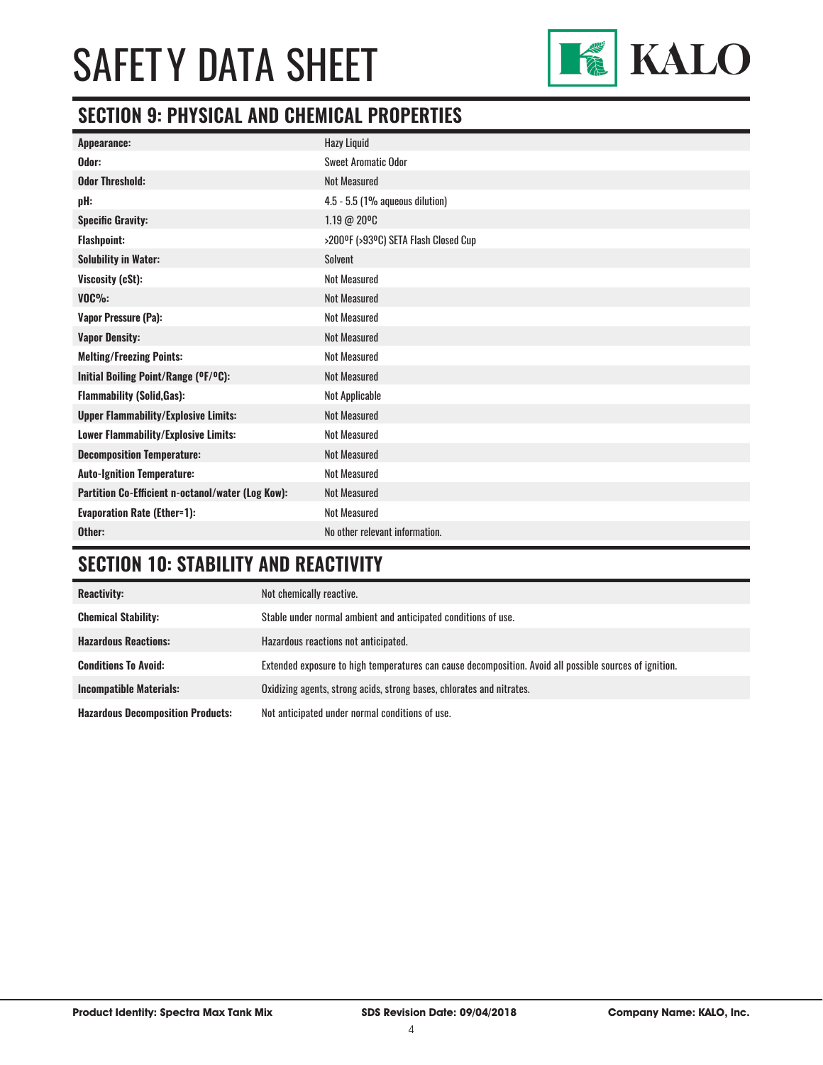# SAFETY DATA SHEET

## SECTION 9: PHYSICAL AND CHEMICAL PROPERTIES

| | |
|---|---|
| **Appearance:** | Hazy Liquid |
| **Odor:** | Sweet Aromatic Odor |
| **Odor Threshold:** | Not Measured |
| **pH:** | 4.5 - 5.5 (1% aqueous dilution) |
| **Specific Gravity:** | 1.19 @ 20ºC |
| **Flashpoint:** | >200ºF (>93ºC) SETA Flash Closed Cup |
| **Solubility in Water:** | Solvent |
| **Viscosity (cSt):** | Not Measured |
| **VOC%:** | Not Measured |
| **Vapor Pressure (Pa):** | Not Measured |
| **Vapor Density:** | Not Measured |
| **Melting/Freezing Points:** | Not Measured |
| **Initial Boiling Point/Range (ºF/ºC):** | Not Measured |
| **Flammability (Solid,Gas):** | Not Applicable |
| **Upper Flammability/Explosive Limits:** | Not Measured |
| **Lower Flammability/Explosive Limits:** | Not Measured |
| **Decomposition Temperature:** | Not Measured |
| **Auto-Ignition Temperature:** | Not Measured |
| **Partition Co-Efficient n-octanol/water (Log Kow):** | Not Measured |
| **Evaporation Rate (Ether=1):** | Not Measured |
| **Other:** | No other relevant information. |

## SECTION 10: STABILITY AND REACTIVITY

| | |
|---|---|
| **Reactivity:** | Not chemically reactive. |
| **Chemical Stability:** | Stable under normal ambient and anticipated conditions of use. |
| **Hazardous Reactions:** | Hazardous reactions not anticipated. |
| **Conditions To Avoid:** | Extended exposure to high temperatures can cause decomposition. Avoid all possible sources of ignition. |
| **Incompatible Materials:** | Oxidizing agents, strong acids, strong bases, chlorates and nitrates. |
| **Hazardous Decomposition Products:** | Not anticipated under normal conditions of use. |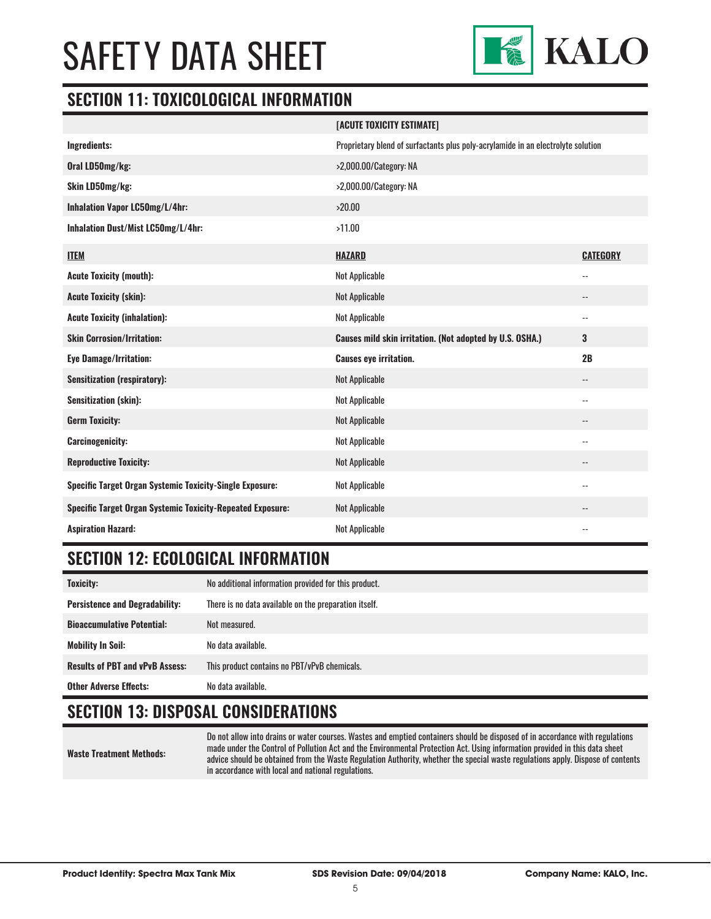# SAFETY DATA SHEET

## SECTION 11: TOXICOLOGICAL INFORMATION

| | [ACUTE TOXICITY ESTIMATE] | |
|---|---|---|
| **Ingredients:** | Proprietary blend of surfactants plus poly-acrylamide in an electrolyte solution | |
| **Oral LD50mg/kg:** | >2,000.00/Category: NA | |
| **Skin LD50mg/kg:** | >2,000.00/Category: NA | |
| **Inhalation Vapor LC50mg/L/4hr:** | >20.00 | |
| **Inhalation Dust/Mist LC50mg/L/4hr:** | >11.00 | |
| **ITEM** | **HAZARD** | **CATEGORY** |
| **Acute Toxicity (mouth):** | Not Applicable | -- |
| **Acute Toxicity (skin):** | Not Applicable | -- |
| **Acute Toxicity (inhalation):** | Not Applicable | -- |
| **Skin Corrosion/Irritation:** | **Causes mild skin irritation. (Not adopted by U.S. OSHA.)** | **3** |
| **Eye Damage/Irritation:** | **Causes eye irritation.** | **2B** |
| **Sensitization (respiratory):** | Not Applicable | -- |
| **Sensitization (skin):** | Not Applicable | -- |
| **Germ Toxicity:** | Not Applicable | -- |
| **Carcinogenicity:** | Not Applicable | -- |
| **Reproductive Toxicity:** | Not Applicable | -- |
| **Specific Target Organ Systemic Toxicity-Single Exposure:** | Not Applicable | -- |
| **Specific Target Organ Systemic Toxicity-Repeated Exposure:** | Not Applicable | -- |
| **Aspiration Hazard:** | Not Applicable | -- |

## SECTION 12: ECOLOGICAL INFORMATION

| | |
|---|---|
| **Toxicity:** | No additional information provided for this product. |
| **Persistence and Degradability:** | There is no data available on the preparation itself. |
| **Bioaccumulative Potential:** | Not measured. |
| **Mobility In Soil:** | No data available. |
| **Results of PBT and vPvB Assess:** | This product contains no PBT/vPvB chemicals. |
| **Other Adverse Effects:** | No data available. |

## SECTION 13: DISPOSAL CONSIDERATIONS

| | |
|---|---|
| **Waste Treatment Methods:** | Do not allow into drains or water courses. Wastes and emptied containers should be disposed of in accordance with regulations made under the Control of Pollution Act and the Environmental Protection Act. Using information provided in this data sheet advice should be obtained from the Waste Regulation Authority, whether the special waste regulations apply. Dispose of contents in accordance with local and national regulations. |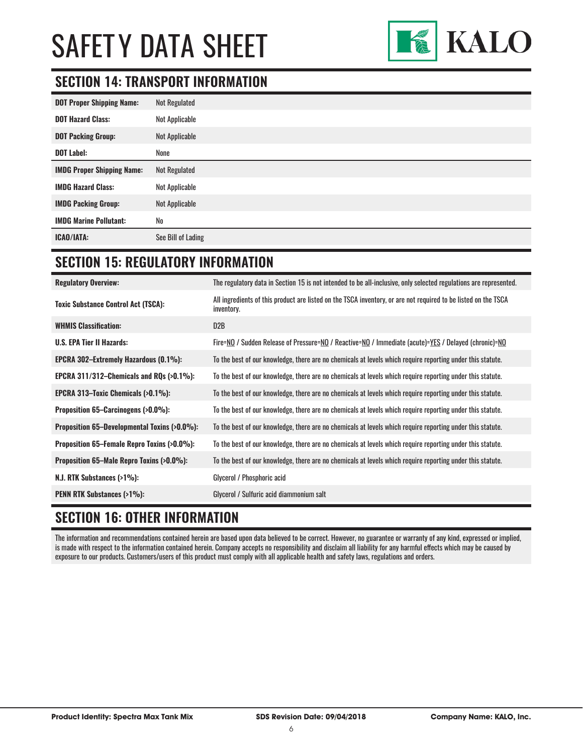# SAFETY DATA SHEET

## SECTION 14: TRANSPORT INFORMATION

| | |
|---|---|
| **DOT Proper Shipping Name:** | Not Regulated |
| **DOT Hazard Class:** | Not Applicable |
| **DOT Packing Group:** | Not Applicable |
| **DOT Label:** | None |
| **IMDG Proper Shipping Name:** | Not Regulated |
| **IMDG Hazard Class:** | Not Applicable |
| **IMDG Packing Group:** | Not Applicable |
| **IMDG Marine Pollutant:** | No |
| **ICAO/IATA:** | See Bill of Lading |

## SECTION 15: REGULATORY INFORMATION

| | |
|---|---|
| **Regulatory Overview:** | The regulatory data in Section 15 is not intended to be all-inclusive, only selected regulations are represented. |
| **Toxic Substance Control Act (TSCA):** | All ingredients of this product are listed on the TSCA inventory, or are not required to be listed on the TSCA inventory. |
| **WHMIS Classification:** | D2B |
| **U.S. EPA Tier II Hazards:** | Fire=NO / Sudden Release of Pressure=NO / Reactive=NO / Immediate (acute)=YES / Delayed (chronic)=NO |
| **EPCRA 302–Extremely Hazardous (0.1%):** | To the best of our knowledge, there are no chemicals at levels which require reporting under this statute. |
| **EPCRA 311/312–Chemicals and RQs (>0.1%):** | To the best of our knowledge, there are no chemicals at levels which require reporting under this statute. |
| **EPCRA 313–Toxic Chemicals (>0.1%):** | To the best of our knowledge, there are no chemicals at levels which require reporting under this statute. |
| **Proposition 65–Carcinogens (>0.0%):** | To the best of our knowledge, there are no chemicals at levels which require reporting under this statute. |
| **Proposition 65–Developmental Toxins (>0.0%):** | To the best of our knowledge, there are no chemicals at levels which require reporting under this statute. |
| **Proposition 65–Female Repro Toxins (>0.0%):** | To the best of our knowledge, there are no chemicals at levels which require reporting under this statute. |
| **Proposition 65–Male Repro Toxins (>0.0%):** | To the best of our knowledge, there are no chemicals at levels which require reporting under this statute. |
| **N.J. RTK Substances (>1%):** | Glycerol / Phosphoric acid |
| **PENN RTK Substances (>1%):** | Glycerol / Sulfuric acid diammonium salt |

## SECTION 16: OTHER INFORMATION

The information and recommendations contained herein are based upon data believed to be correct. However, no guarantee or warranty of any kind, expressed or implied, is made with respect to the information contained herein. Company accepts no responsibility and disclaim all liability for any harmful effects which may be caused by exposure to our products. Customers/users of this product must comply with all applicable health and safety laws, regulations and orders.

**Product Identity: Spectra Max Tank Mix** **SDS Revision Date: 09/04/2018** **Company Name: KALO, Inc.**